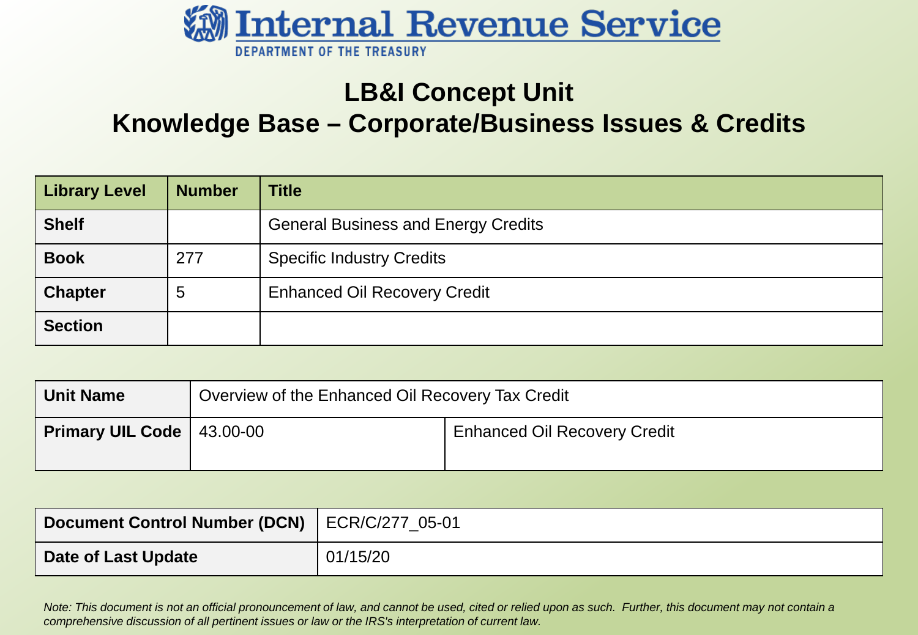# Internal Revenue Service

DEPARTMENT OF THE TREASURY

## LB&I Concept Unit
## Knowledge Base – Corporate/Business Issues & Credits

| Library Level | Number | Title |
|---|---|---|
| **Shelf** | | General Business and Energy Credits |
| **Book** | 277 | Specific Industry Credits |
| **Chapter** | 5 | Enhanced Oil Recovery Credit |
| **Section** | | |

| **Unit Name** | Overview of the Enhanced Oil Recovery Tax Credit | |
|---|---|---|
| **Primary UIL Code** | 43.00-00 | Enhanced Oil Recovery Credit |

| **Document Control Number (DCN)** | ECR/C/277_05-01 |
|---|---|
| **Date of Last Update** | 01/15/20 |

*Note: This document is not an official pronouncement of law, and cannot be used, cited or relied upon as such. Further, this document may not contain a comprehensive discussion of all pertinent issues or law or the IRS's interpretation of current law.*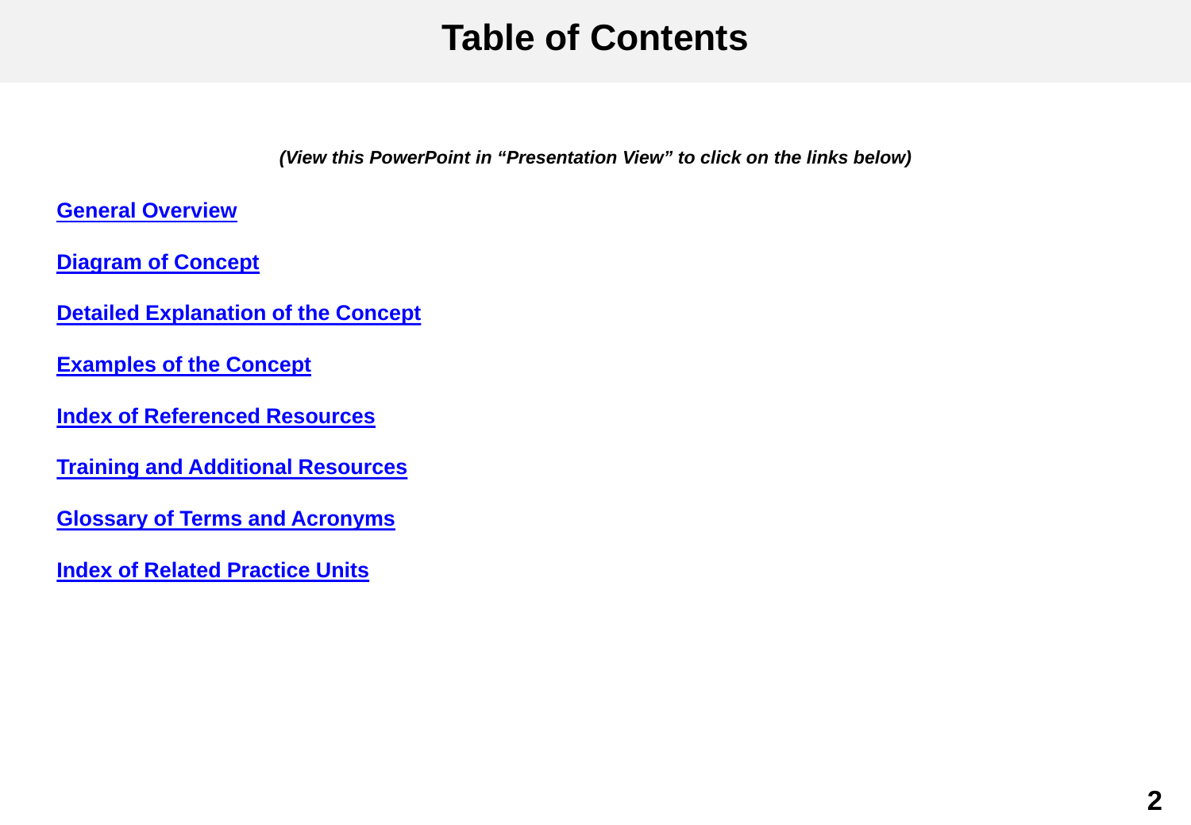# Table of Contents

***(View this PowerPoint in "Presentation View" to click on the links below)***

**General Overview**

**Diagram of Concept**

**Detailed Explanation of the Concept**

**Examples of the Concept**

**Index of Referenced Resources**

**Training and Additional Resources**

**Glossary of Terms and Acronyms**

**Index of Related Practice Units**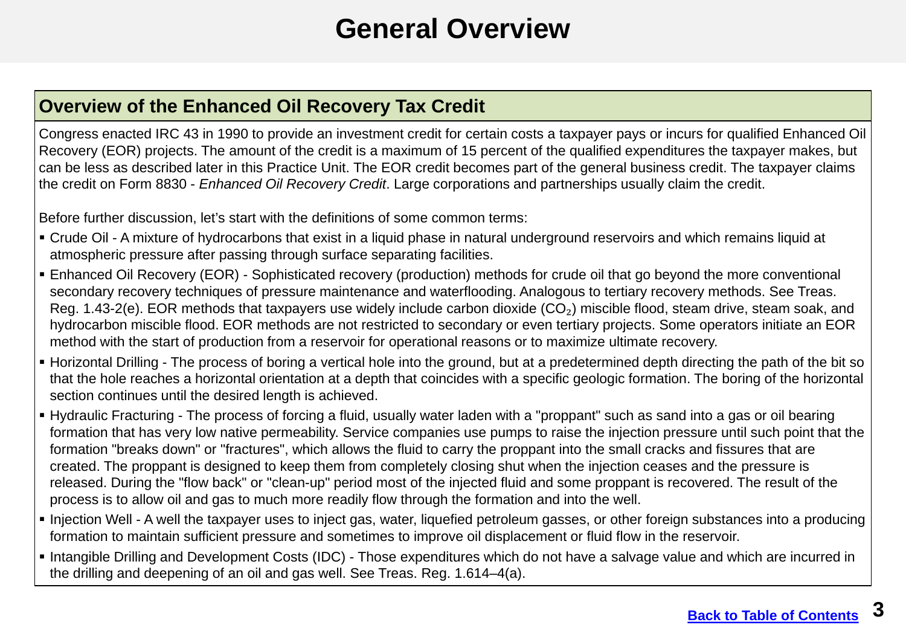# General Overview

## Overview of the Enhanced Oil Recovery Tax Credit

Congress enacted IRC 43 in 1990 to provide an investment credit for certain costs a taxpayer pays or incurs for qualified Enhanced Oil Recovery (EOR) projects. The amount of the credit is a maximum of 15 percent of the qualified expenditures the taxpayer makes, but can be less as described later in this Practice Unit. The EOR credit becomes part of the general business credit. The taxpayer claims the credit on Form 8830 - *Enhanced Oil Recovery Credit*. Large corporations and partnerships usually claim the credit.

Before further discussion, let's start with the definitions of some common terms:

- Crude Oil - A mixture of hydrocarbons that exist in a liquid phase in natural underground reservoirs and which remains liquid at atmospheric pressure after passing through surface separating facilities.
- Enhanced Oil Recovery (EOR) - Sophisticated recovery (production) methods for crude oil that go beyond the more conventional secondary recovery techniques of pressure maintenance and waterflooding. Analogous to tertiary recovery methods. See Treas. Reg. 1.43-2(e). EOR methods that taxpayers use widely include carbon dioxide ($CO_2$) miscible flood, steam drive, steam soak, and hydrocarbon miscible flood. EOR methods are not restricted to secondary or even tertiary projects. Some operators initiate an EOR method with the start of production from a reservoir for operational reasons or to maximize ultimate recovery.
- Horizontal Drilling - The process of boring a vertical hole into the ground, but at a predetermined depth directing the path of the bit so that the hole reaches a horizontal orientation at a depth that coincides with a specific geologic formation. The boring of the horizontal section continues until the desired length is achieved.
- Hydraulic Fracturing - The process of forcing a fluid, usually water laden with a "proppant" such as sand into a gas or oil bearing formation that has very low native permeability. Service companies use pumps to raise the injection pressure until such point that the formation "breaks down" or "fractures", which allows the fluid to carry the proppant into the small cracks and fissures that are created. The proppant is designed to keep them from completely closing shut when the injection ceases and the pressure is released. During the "flow back" or "clean-up" period most of the injected fluid and some proppant is recovered. The result of the process is to allow oil and gas to much more readily flow through the formation and into the well.
- Injection Well - A well the taxpayer uses to inject gas, water, liquefied petroleum gasses, or other foreign substances into a producing formation to maintain sufficient pressure and sometimes to improve oil displacement or fluid flow in the reservoir.
- Intangible Drilling and Development Costs (IDC) - Those expenditures which do not have a salvage value and which are incurred in the drilling and deepening of an oil and gas well. See Treas. Reg. 1.614–4(a).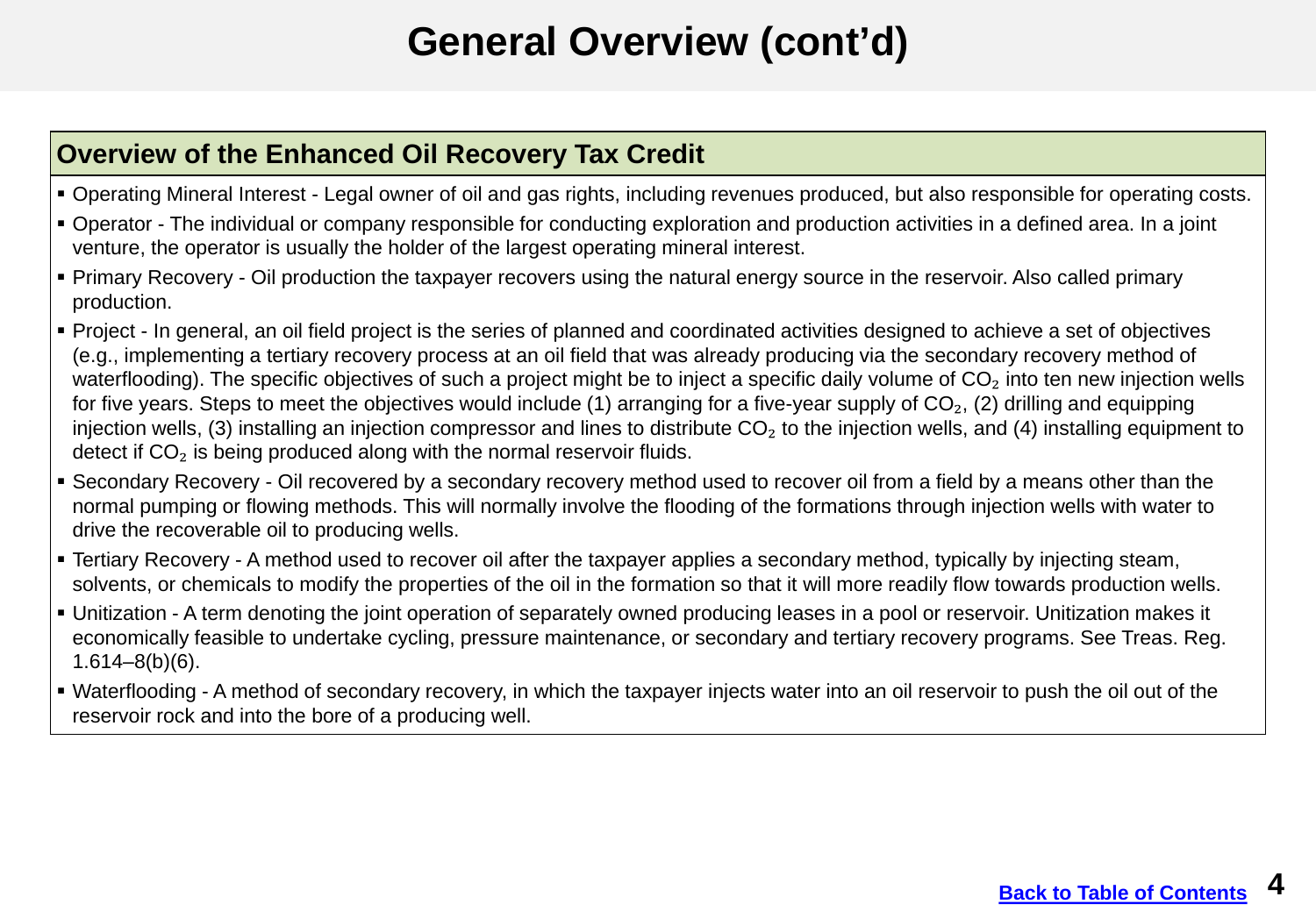# General Overview (cont'd)

## Overview of the Enhanced Oil Recovery Tax Credit

- Operating Mineral Interest - Legal owner of oil and gas rights, including revenues produced, but also responsible for operating costs.
- Operator - The individual or company responsible for conducting exploration and production activities in a defined area. In a joint venture, the operator is usually the holder of the largest operating mineral interest.
- Primary Recovery - Oil production the taxpayer recovers using the natural energy source in the reservoir. Also called primary production.
- Project - In general, an oil field project is the series of planned and coordinated activities designed to achieve a set of objectives (e.g., implementing a tertiary recovery process at an oil field that was already producing via the secondary recovery method of waterflooding). The specific objectives of such a project might be to inject a specific daily volume of $CO_2$ into ten new injection wells for five years. Steps to meet the objectives would include (1) arranging for a five-year supply of $CO_2$, (2) drilling and equipping injection wells, (3) installing an injection compressor and lines to distribute $CO_2$ to the injection wells, and (4) installing equipment to detect if $CO_2$ is being produced along with the normal reservoir fluids.
- Secondary Recovery - Oil recovered by a secondary recovery method used to recover oil from a field by a means other than the normal pumping or flowing methods. This will normally involve the flooding of the formations through injection wells with water to drive the recoverable oil to producing wells.
- Tertiary Recovery - A method used to recover oil after the taxpayer applies a secondary method, typically by injecting steam, solvents, or chemicals to modify the properties of the oil in the formation so that it will more readily flow towards production wells.
- Unitization - A term denoting the joint operation of separately owned producing leases in a pool or reservoir. Unitization makes it economically feasible to undertake cycling, pressure maintenance, or secondary and tertiary recovery programs. See Treas. Reg. 1.614–8(b)(6).
- Waterflooding - A method of secondary recovery, in which the taxpayer injects water into an oil reservoir to push the oil out of the reservoir rock and into the bore of a producing well.

Back to Table of Contents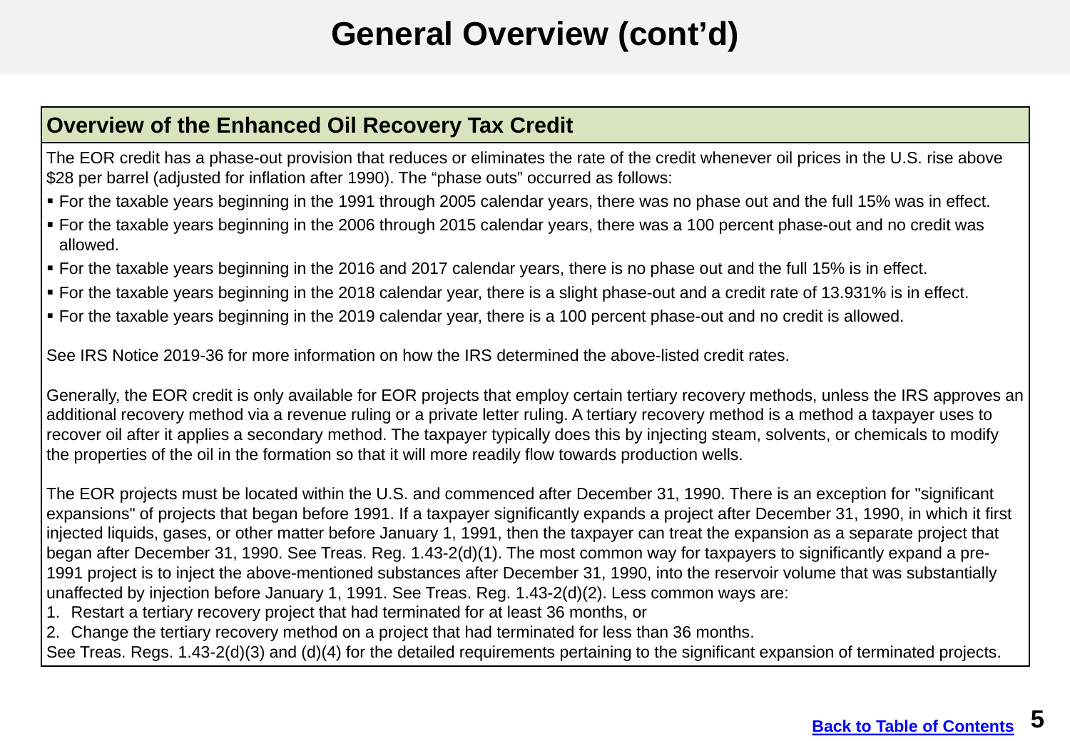# General Overview (cont'd)

## Overview of the Enhanced Oil Recovery Tax Credit

The EOR credit has a phase-out provision that reduces or eliminates the rate of the credit whenever oil prices in the U.S. rise above $28 per barrel (adjusted for inflation after 1990). The "phase outs" occurred as follows:

- For the taxable years beginning in the 1991 through 2005 calendar years, there was no phase out and the full 15% was in effect.
- For the taxable years beginning in the 2006 through 2015 calendar years, there was a 100 percent phase-out and no credit was allowed.
- For the taxable years beginning in the 2016 and 2017 calendar years, there is no phase out and the full 15% is in effect.
- For the taxable years beginning in the 2018 calendar year, there is a slight phase-out and a credit rate of 13.931% is in effect.
- For the taxable years beginning in the 2019 calendar year, there is a 100 percent phase-out and no credit is allowed.

See IRS Notice 2019-36 for more information on how the IRS determined the above-listed credit rates.

Generally, the EOR credit is only available for EOR projects that employ certain tertiary recovery methods, unless the IRS approves an additional recovery method via a revenue ruling or a private letter ruling. A tertiary recovery method is a method a taxpayer uses to recover oil after it applies a secondary method. The taxpayer typically does this by injecting steam, solvents, or chemicals to modify the properties of the oil in the formation so that it will more readily flow towards production wells.

The EOR projects must be located within the U.S. and commenced after December 31, 1990. There is an exception for "significant expansions" of projects that began before 1991. If a taxpayer significantly expands a project after December 31, 1990, in which it first injected liquids, gases, or other matter before January 1, 1991, then the taxpayer can treat the expansion as a separate project that began after December 31, 1990. See Treas. Reg. 1.43-2(d)(1). The most common way for taxpayers to significantly expand a pre-1991 project is to inject the above-mentioned substances after December 31, 1990, into the reservoir volume that was substantially unaffected by injection before January 1, 1991. See Treas. Reg. 1.43-2(d)(2). Less common ways are:

1. Restart a tertiary recovery project that had terminated for at least 36 months, or
2. Change the tertiary recovery method on a project that had terminated for less than 36 months.

See Treas. Regs. 1.43-2(d)(3) and (d)(4) for the detailed requirements pertaining to the significant expansion of terminated projects.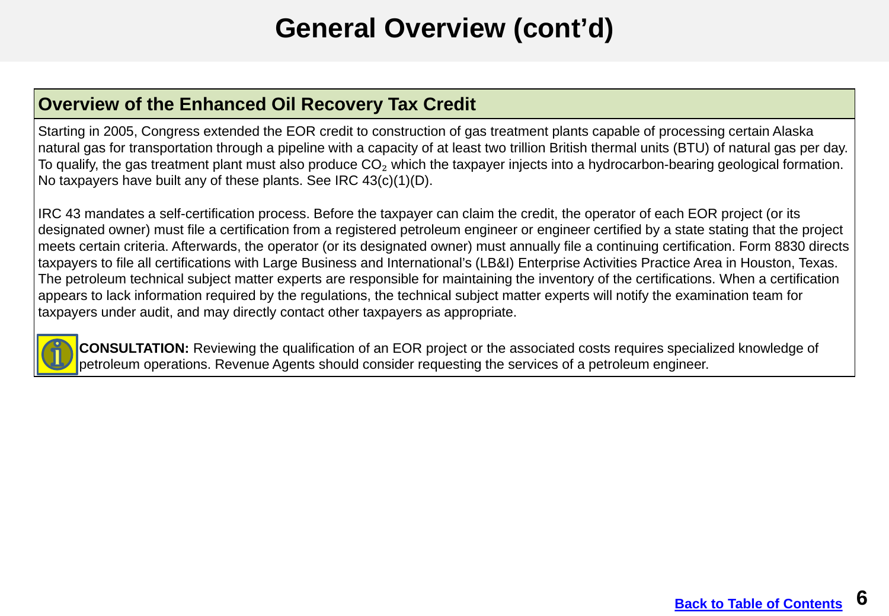# General Overview (cont'd)

## Overview of the Enhanced Oil Recovery Tax Credit

Starting in 2005, Congress extended the EOR credit to construction of gas treatment plants capable of processing certain Alaska natural gas for transportation through a pipeline with a capacity of at least two trillion British thermal units (BTU) of natural gas per day. To qualify, the gas treatment plant must also produce $CO_2$ which the taxpayer injects into a hydrocarbon-bearing geological formation. No taxpayers have built any of these plants. See IRC 43(c)(1)(D).

IRC 43 mandates a self-certification process. Before the taxpayer can claim the credit, the operator of each EOR project (or its designated owner) must file a certification from a registered petroleum engineer or engineer certified by a state stating that the project meets certain criteria. Afterwards, the operator (or its designated owner) must annually file a continuing certification. Form 8830 directs taxpayers to file all certifications with Large Business and International's (LB&I) Enterprise Activities Practice Area in Houston, Texas. The petroleum technical subject matter experts are responsible for maintaining the inventory of the certifications. When a certification appears to lack information required by the regulations, the technical subject matter experts will notify the examination team for taxpayers under audit, and may directly contact other taxpayers as appropriate.

**CONSULTATION:** Reviewing the qualification of an EOR project or the associated costs requires specialized knowledge of petroleum operations. Revenue Agents should consider requesting the services of a petroleum engineer.

Back to Table of Contents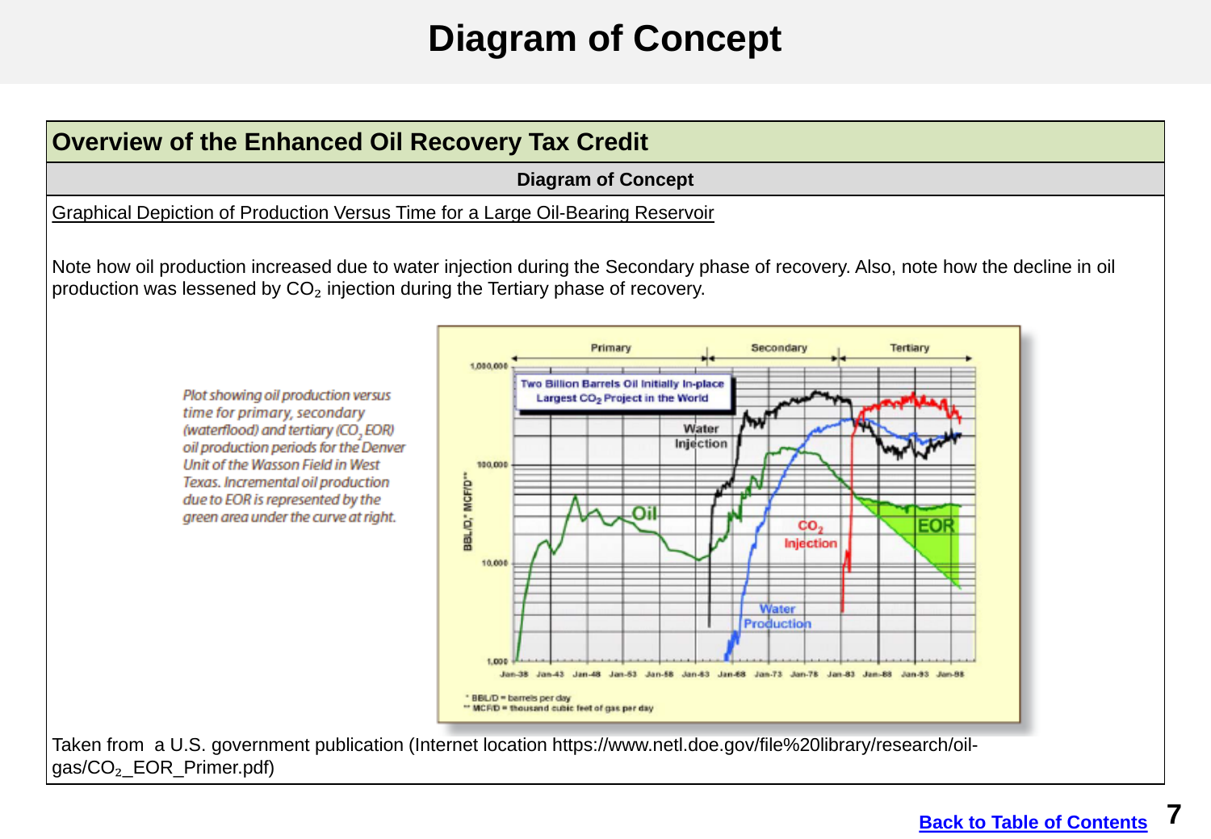# Diagram of Concept

## Overview of the Enhanced Oil Recovery Tax Credit

**Diagram of Concept**

Graphical Depiction of Production Versus Time for a Large Oil-Bearing Reservoir

Note how oil production increased due to water injection during the Secondary phase of recovery. Also, note how the decline in oil production was lessened by $CO_2$ injection during the Tertiary phase of recovery.

*Plot showing oil production versus time for primary, secondary (waterflood) and tertiary ($CO_2$ EOR) oil production periods for the Denver Unit of the Wasson Field in West Texas. Incremental oil production due to EOR is represented by the green area under the curve at right.*

Taken from a U.S. government publication (Internet location https://www.netl.doe.gov/file%20library/research/oil-gas/CO₂_EOR_Primer.pdf)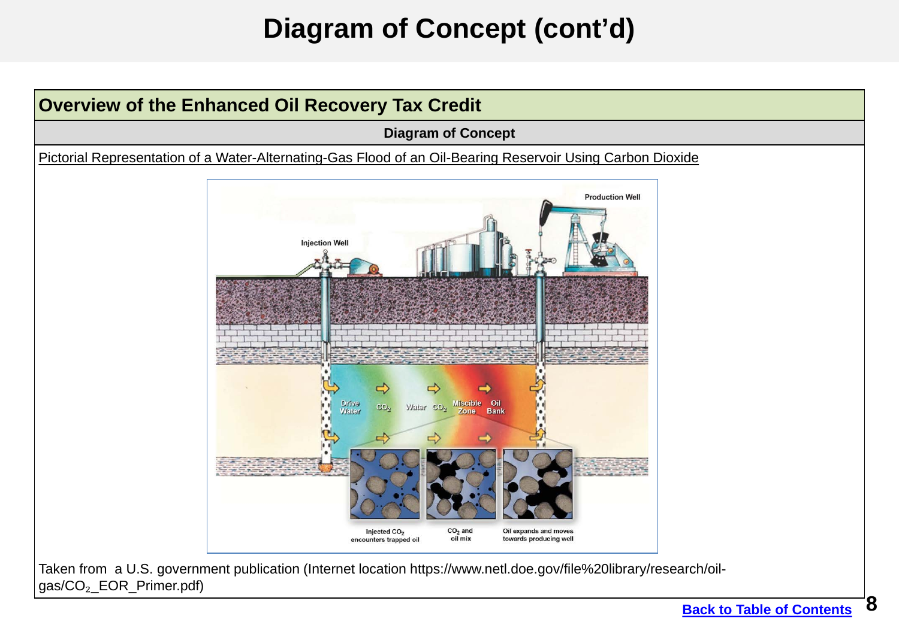# Diagram of Concept (cont'd)

## Overview of the Enhanced Oil Recovery Tax Credit

**Diagram of Concept**

Pictorial Representation of a Water-Alternating-Gas Flood of an Oil-Bearing Reservoir Using Carbon Dioxide

Production Well

Injection Well

Drive Water | $CO_2$ | Water | $CO_2$ | Miscible Zone | Oil Bank

Injected $CO_2$ encounters trapped oil | $CO_2$ and oil mix | Oil expands and moves towards producing well

Taken from a U.S. government publication (Internet location https://www.netl.doe.gov/file%20library/research/oil-gas/$CO_2$_EOR_Primer.pdf)

Back to Table of Contents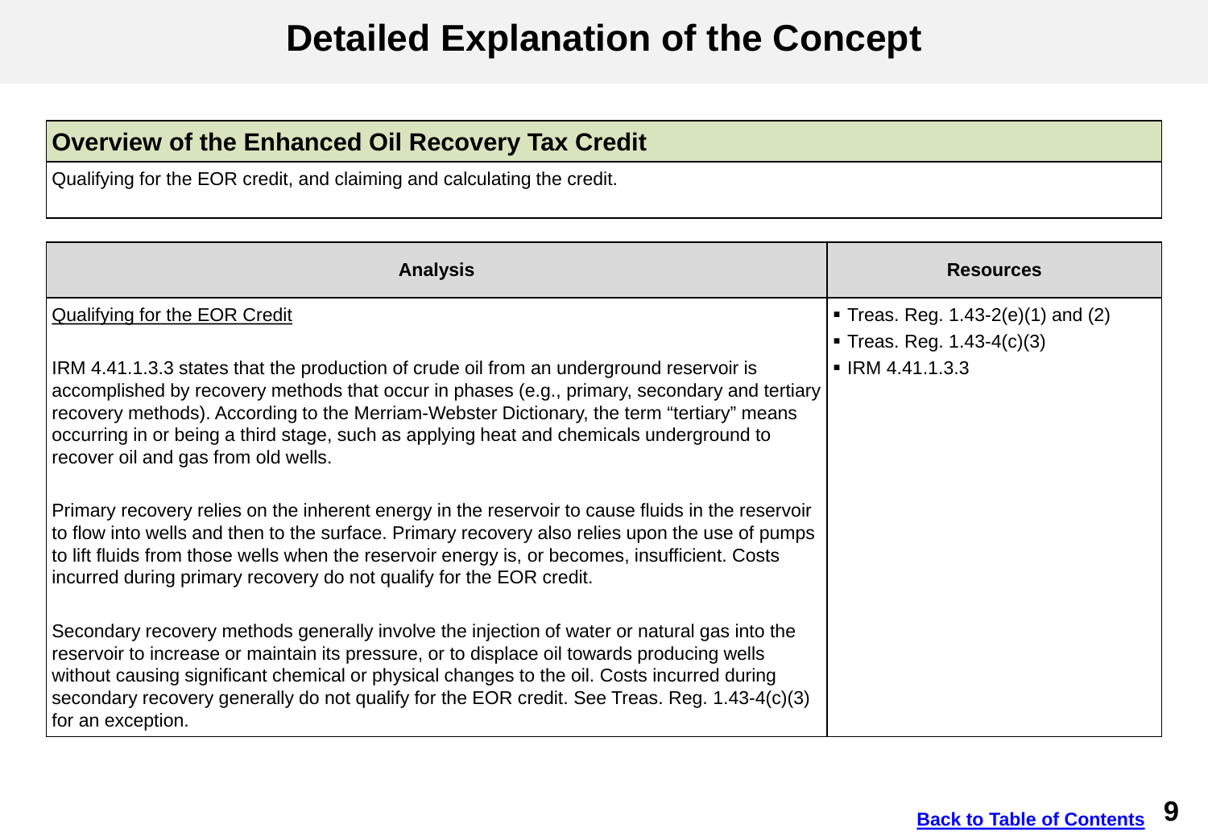# Detailed Explanation of the Concept

| Overview of the Enhanced Oil Recovery Tax Credit |
| --- |
| Qualifying for the EOR credit, and claiming and calculating the credit. |

| Analysis | Resources |
| --- | --- |
| Qualifying for the EOR Credit<br><br>IRM 4.41.1.3.3 states that the production of crude oil from an underground reservoir is accomplished by recovery methods that occur in phases (e.g., primary, secondary and tertiary recovery methods). According to the Merriam-Webster Dictionary, the term "tertiary" means occurring in or being a third stage, such as applying heat and chemicals underground to recover oil and gas from old wells.<br><br>Primary recovery relies on the inherent energy in the reservoir to cause fluids in the reservoir to flow into wells and then to the surface. Primary recovery also relies upon the use of pumps to lift fluids from those wells when the reservoir energy is, or becomes, insufficient. Costs incurred during primary recovery do not qualify for the EOR credit.<br><br>Secondary recovery methods generally involve the injection of water or natural gas into the reservoir to increase or maintain its pressure, or to displace oil towards producing wells without causing significant chemical or physical changes to the oil. Costs incurred during secondary recovery generally do not qualify for the EOR credit. See Treas. Reg. 1.43-4(c)(3) for an exception. | ▪ Treas. Reg. 1.43-2(e)(1) and (2)<br>▪ Treas. Reg. 1.43-4(c)(3)<br>▪ IRM 4.41.1.3.3 |

Back to Table of Contents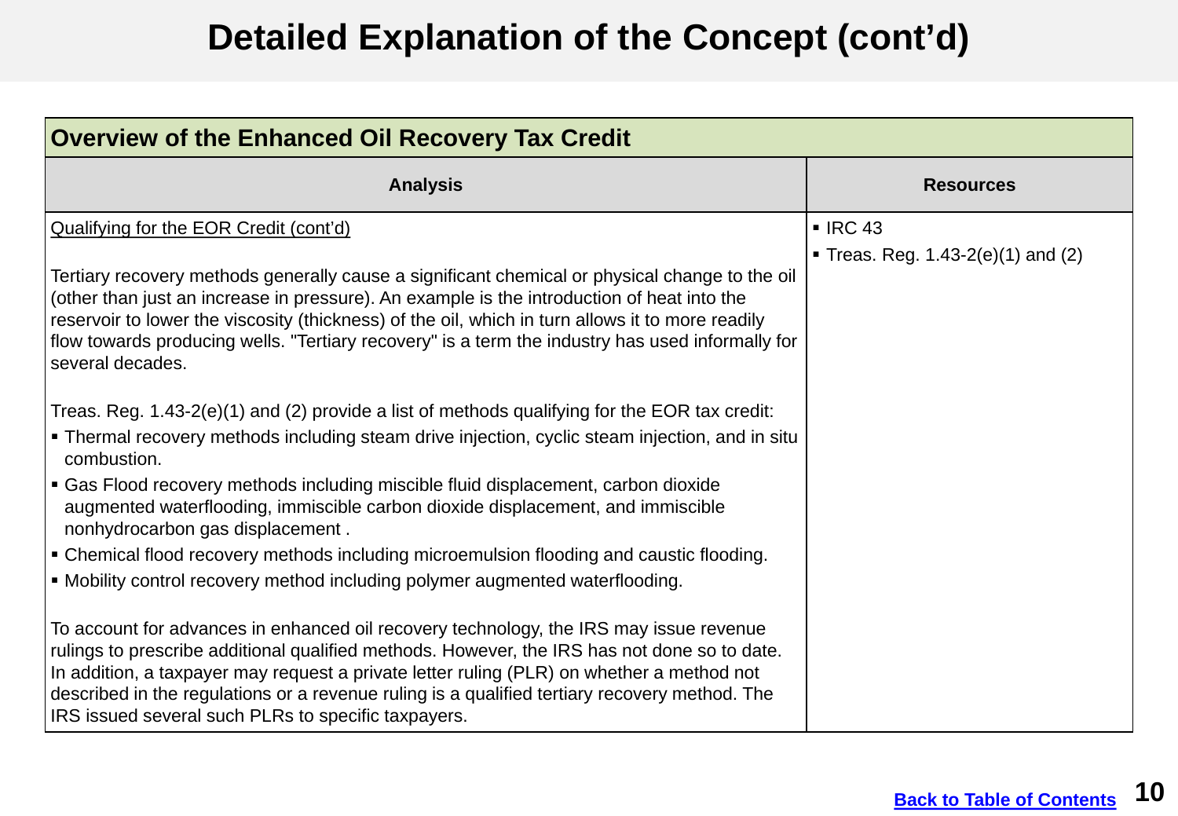# Detailed Explanation of the Concept (cont'd)

| Overview of the Enhanced Oil Recovery Tax Credit | |
|---|---|
| **Analysis** | **Resources** |
| <u>Qualifying for the EOR Credit (cont'd)</u><br><br>Tertiary recovery methods generally cause a significant chemical or physical change to the oil (other than just an increase in pressure). An example is the introduction of heat into the reservoir to lower the viscosity (thickness) of the oil, which in turn allows it to more readily flow towards producing wells. "Tertiary recovery" is a term the industry has used informally for several decades.<br><br>Treas. Reg. 1.43-2(e)(1) and (2) provide a list of methods qualifying for the EOR tax credit:<br>▪ Thermal recovery methods including steam drive injection, cyclic steam injection, and in situ combustion.<br>▪ Gas Flood recovery methods including miscible fluid displacement, carbon dioxide augmented waterflooding, immiscible carbon dioxide displacement, and immiscible nonhydrocarbon gas displacement .<br>▪ Chemical flood recovery methods including microemulsion flooding and caustic flooding.<br>▪ Mobility control recovery method including polymer augmented waterflooding.<br><br>To account for advances in enhanced oil recovery technology, the IRS may issue revenue rulings to prescribe additional qualified methods. However, the IRS has not done so to date. In addition, a taxpayer may request a private letter ruling (PLR) on whether a method not described in the regulations or a revenue ruling is a qualified tertiary recovery method. The IRS issued several such PLRs to specific taxpayers. | ▪ IRC 43<br>▪ Treas. Reg. 1.43-2(e)(1) and (2) |

Back to Table of Contents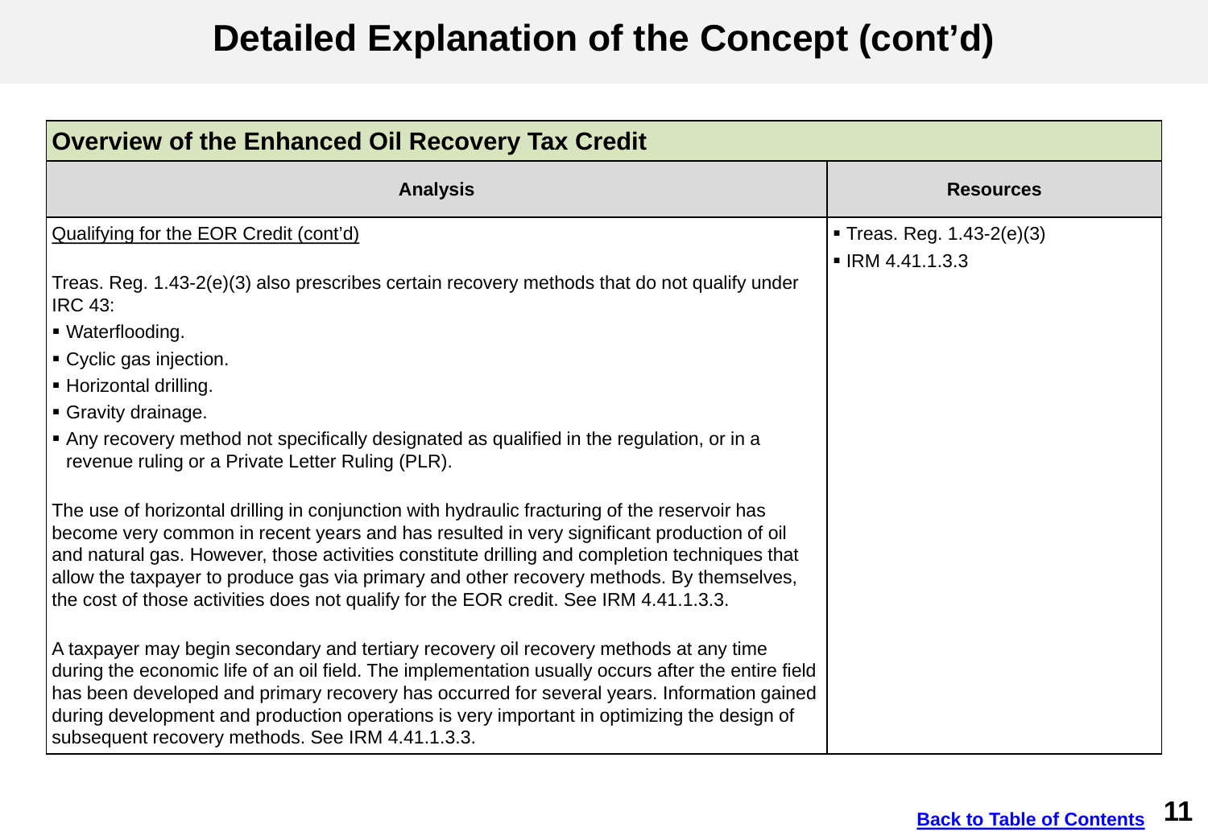# Detailed Explanation of the Concept (cont'd)

| Overview of the Enhanced Oil Recovery Tax Credit | |
|---|---|
| **Analysis** | **Resources** |
| Qualifying for the EOR Credit (cont'd)<br><br>Treas. Reg. 1.43-2(e)(3) also prescribes certain recovery methods that do not qualify under IRC 43:<br>▪ Waterflooding.<br>▪ Cyclic gas injection.<br>▪ Horizontal drilling.<br>▪ Gravity drainage.<br>▪ Any recovery method not specifically designated as qualified in the regulation, or in a revenue ruling or a Private Letter Ruling (PLR).<br><br>The use of horizontal drilling in conjunction with hydraulic fracturing of the reservoir has become very common in recent years and has resulted in very significant production of oil and natural gas. However, those activities constitute drilling and completion techniques that allow the taxpayer to produce gas via primary and other recovery methods. By themselves, the cost of those activities does not qualify for the EOR credit. See IRM 4.41.1.3.3.<br><br>A taxpayer may begin secondary and tertiary recovery oil recovery methods at any time during the economic life of an oil field. The implementation usually occurs after the entire field has been developed and primary recovery has occurred for several years. Information gained during development and production operations is very important in optimizing the design of subsequent recovery methods. See IRM 4.41.1.3.3. | ▪ Treas. Reg. 1.43-2(e)(3)<br>▪ IRM 4.41.1.3.3 |

Back to Table of Contents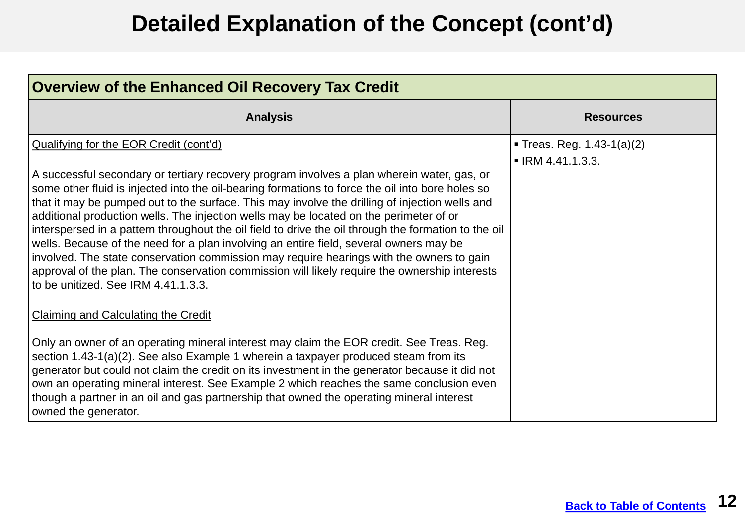# Detailed Explanation of the Concept (cont'd)

| Overview of the Enhanced Oil Recovery Tax Credit | |
|---|---|
| **Analysis** | **Resources** |
| Qualifying for the EOR Credit (cont'd)<br><br>A successful secondary or tertiary recovery program involves a plan wherein water, gas, or some other fluid is injected into the oil-bearing formations to force the oil into bore holes so that it may be pumped out to the surface. This may involve the drilling of injection wells and additional production wells. The injection wells may be located on the perimeter of or interspersed in a pattern throughout the oil field to drive the oil through the formation to the oil wells. Because of the need for a plan involving an entire field, several owners may be involved. The state conservation commission may require hearings with the owners to gain approval of the plan. The conservation commission will likely require the ownership interests to be unitized. See IRM 4.41.1.3.3.<br><br>Claiming and Calculating the Credit<br><br>Only an owner of an operating mineral interest may claim the EOR credit. See Treas. Reg. section 1.43-1(a)(2). See also Example 1 wherein a taxpayer produced steam from its generator but could not claim the credit on its investment in the generator because it did not own an operating mineral interest. See Example 2 which reaches the same conclusion even though a partner in an oil and gas partnership that owned the operating mineral interest owned the generator. | ▪ Treas. Reg. 1.43-1(a)(2)<br>▪ IRM 4.41.1.3.3. |

Back to Table of Contents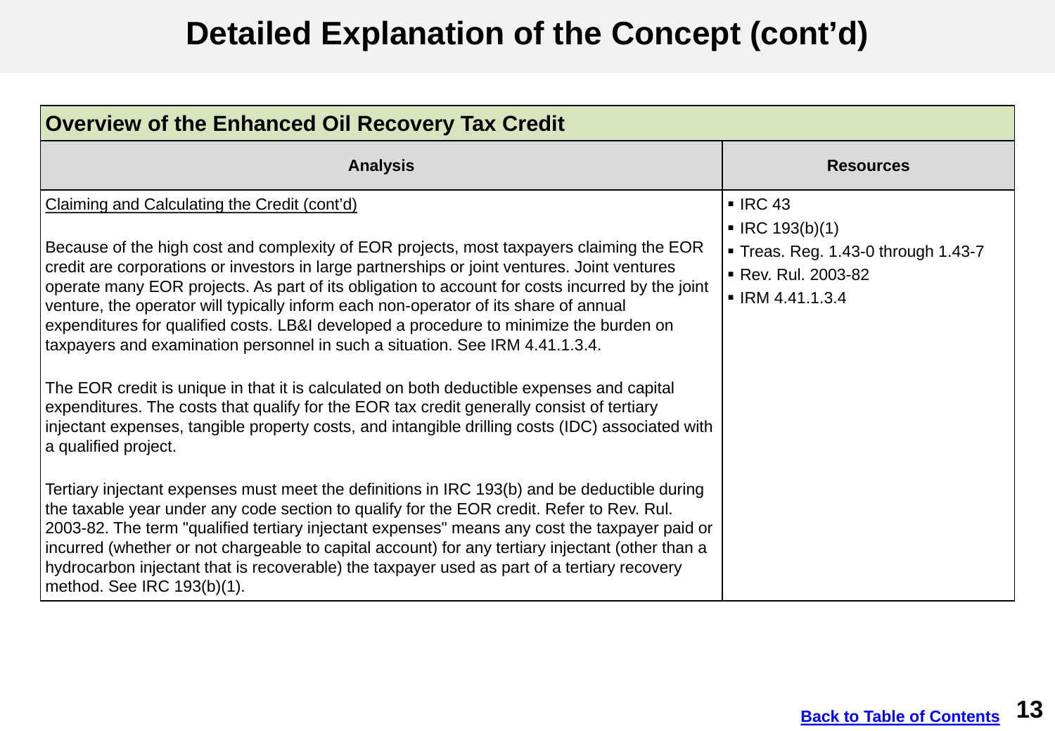# Detailed Explanation of the Concept (cont'd)

| Overview of the Enhanced Oil Recovery Tax Credit | |
|---|---|
| **Analysis** | **Resources** |
| Claiming and Calculating the Credit (cont'd)<br><br>Because of the high cost and complexity of EOR projects, most taxpayers claiming the EOR credit are corporations or investors in large partnerships or joint ventures. Joint ventures operate many EOR projects. As part of its obligation to account for costs incurred by the joint venture, the operator will typically inform each non-operator of its share of annual expenditures for qualified costs. LB&I developed a procedure to minimize the burden on taxpayers and examination personnel in such a situation. See IRM 4.41.1.3.4.<br><br>The EOR credit is unique in that it is calculated on both deductible expenses and capital expenditures. The costs that qualify for the EOR tax credit generally consist of tertiary injectant expenses, tangible property costs, and intangible drilling costs (IDC) associated with a qualified project.<br><br>Tertiary injectant expenses must meet the definitions in IRC 193(b) and be deductible during the taxable year under any code section to qualify for the EOR credit. Refer to Rev. Rul. 2003-82. The term "qualified tertiary injectant expenses" means any cost the taxpayer paid or incurred (whether or not chargeable to capital account) for any tertiary injectant (other than a hydrocarbon injectant that is recoverable) the taxpayer used as part of a tertiary recovery method. See IRC 193(b)(1). | ▪ IRC 43<br>▪ IRC 193(b)(1)<br>▪ Treas. Reg. 1.43-0 through 1.43-7<br>▪ Rev. Rul. 2003-82<br>▪ IRM 4.41.1.3.4 |

Back to Table of Contents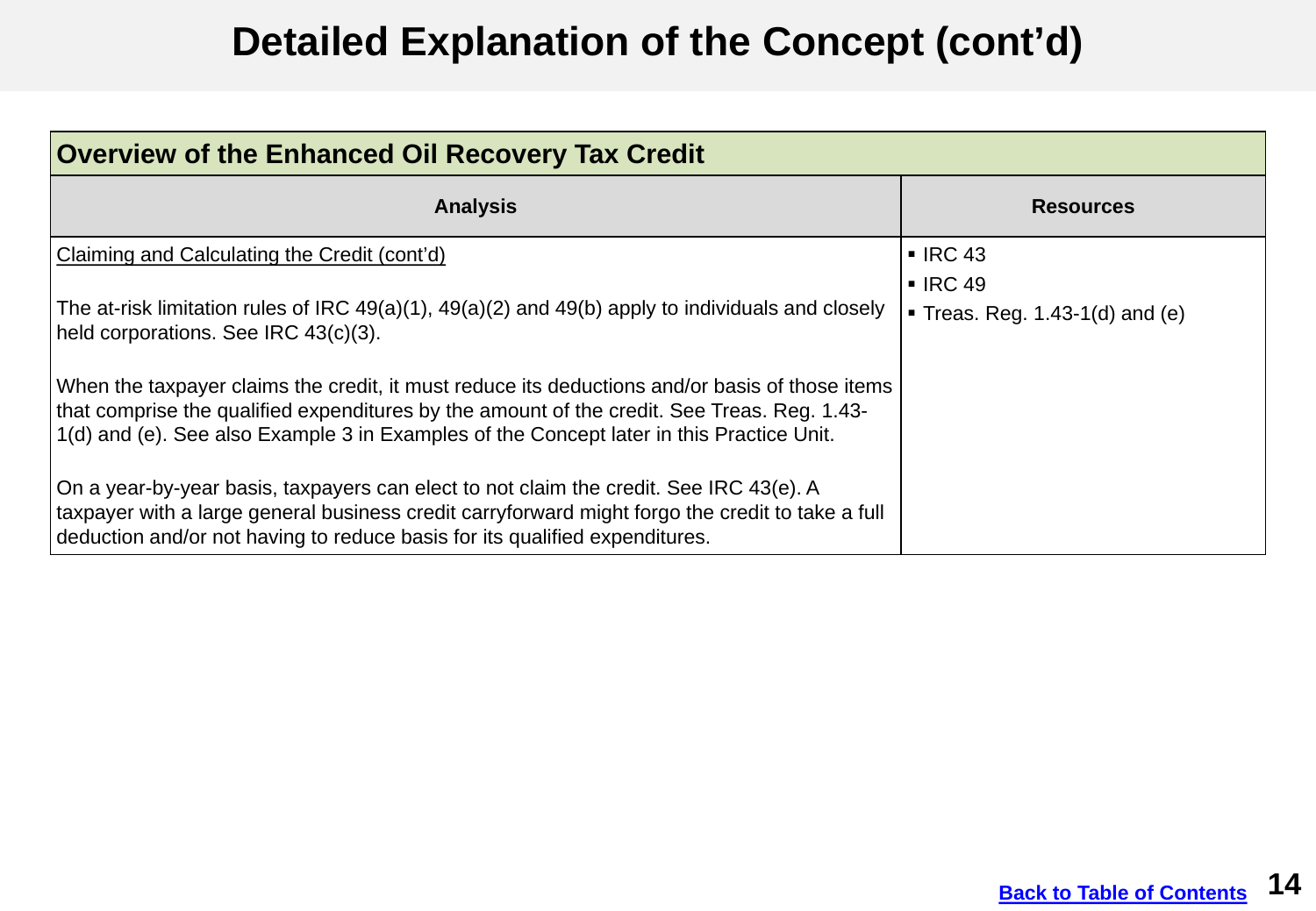# Detailed Explanation of the Concept (cont'd)

| Overview of the Enhanced Oil Recovery Tax Credit | |
|---|---|
| **Analysis** | **Resources** |
| Claiming and Calculating the Credit (cont'd)<br><br>The at-risk limitation rules of IRC 49(a)(1), 49(a)(2) and 49(b) apply to individuals and closely held corporations. See IRC 43(c)(3).<br><br>When the taxpayer claims the credit, it must reduce its deductions and/or basis of those items that comprise the qualified expenditures by the amount of the credit. See Treas. Reg. 1.43-1(d) and (e). See also Example 3 in Examples of the Concept later in this Practice Unit.<br><br>On a year-by-year basis, taxpayers can elect to not claim the credit. See IRC 43(e). A taxpayer with a large general business credit carryforward might forgo the credit to take a full deduction and/or not having to reduce basis for its qualified expenditures. | ▪ IRC 43<br>▪ IRC 49<br>▪ Treas. Reg. 1.43-1(d) and (e) |

Back to Table of Contents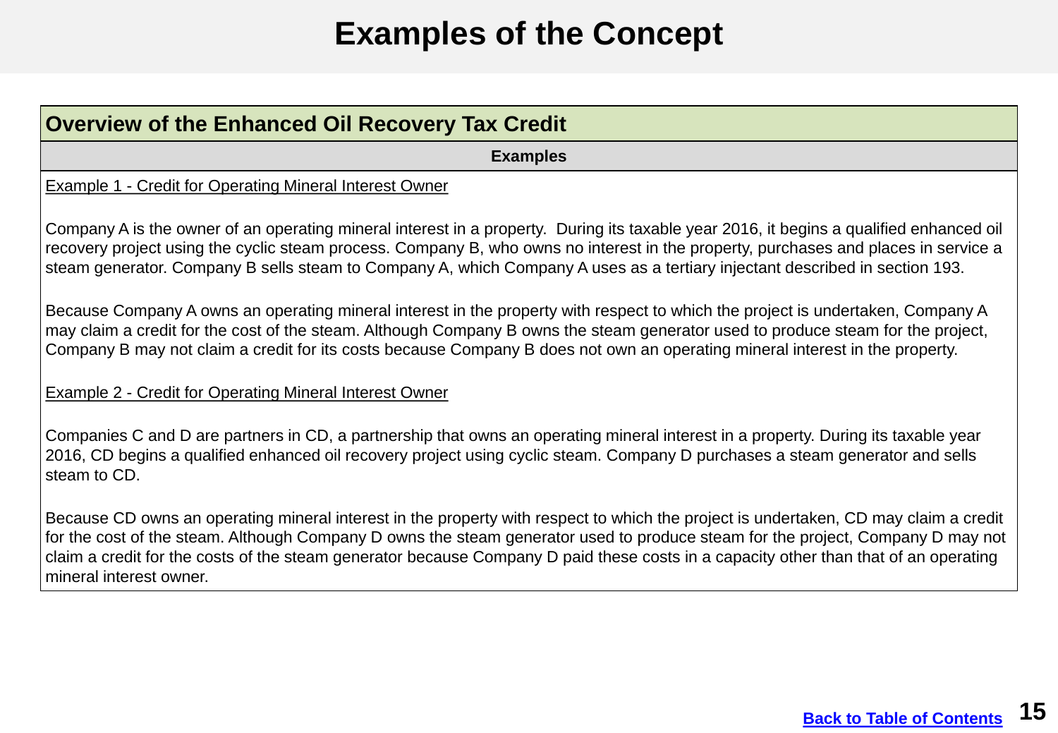# Examples of the Concept

## Overview of the Enhanced Oil Recovery Tax Credit

**Examples**

Example 1 - Credit for Operating Mineral Interest Owner

Company A is the owner of an operating mineral interest in a property. During its taxable year 2016, it begins a qualified enhanced oil recovery project using the cyclic steam process. Company B, who owns no interest in the property, purchases and places in service a steam generator. Company B sells steam to Company A, which Company A uses as a tertiary injectant described in section 193.

Because Company A owns an operating mineral interest in the property with respect to which the project is undertaken, Company A may claim a credit for the cost of the steam. Although Company B owns the steam generator used to produce steam for the project, Company B may not claim a credit for its costs because Company B does not own an operating mineral interest in the property.

Example 2 - Credit for Operating Mineral Interest Owner

Companies C and D are partners in CD, a partnership that owns an operating mineral interest in a property. During its taxable year 2016, CD begins a qualified enhanced oil recovery project using cyclic steam. Company D purchases a steam generator and sells steam to CD.

Because CD owns an operating mineral interest in the property with respect to which the project is undertaken, CD may claim a credit for the cost of the steam. Although Company D owns the steam generator used to produce steam for the project, Company D may not claim a credit for the costs of the steam generator because Company D paid these costs in a capacity other than that of an operating mineral interest owner.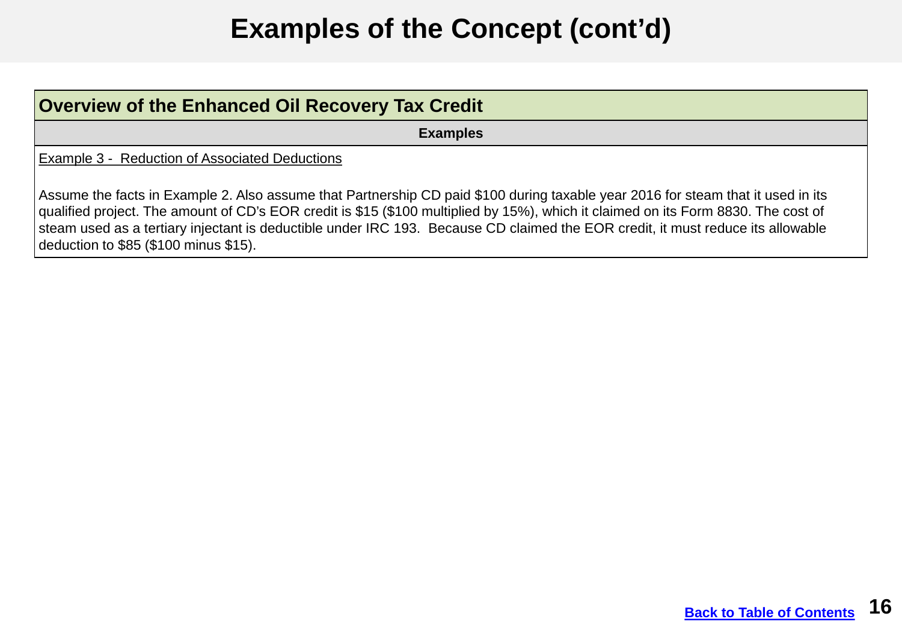# Examples of the Concept (cont'd)

## Overview of the Enhanced Oil Recovery Tax Credit

**Examples**

Example 3 - Reduction of Associated Deductions

Assume the facts in Example 2. Also assume that Partnership CD paid $100 during taxable year 2016 for steam that it used in its qualified project. The amount of CD's EOR credit is $15 ($100 multiplied by 15%), which it claimed on its Form 8830. The cost of steam used as a tertiary injectant is deductible under IRC 193. Because CD claimed the EOR credit, it must reduce its allowable deduction to $85 ($100 minus $15).

Back to Table of Contents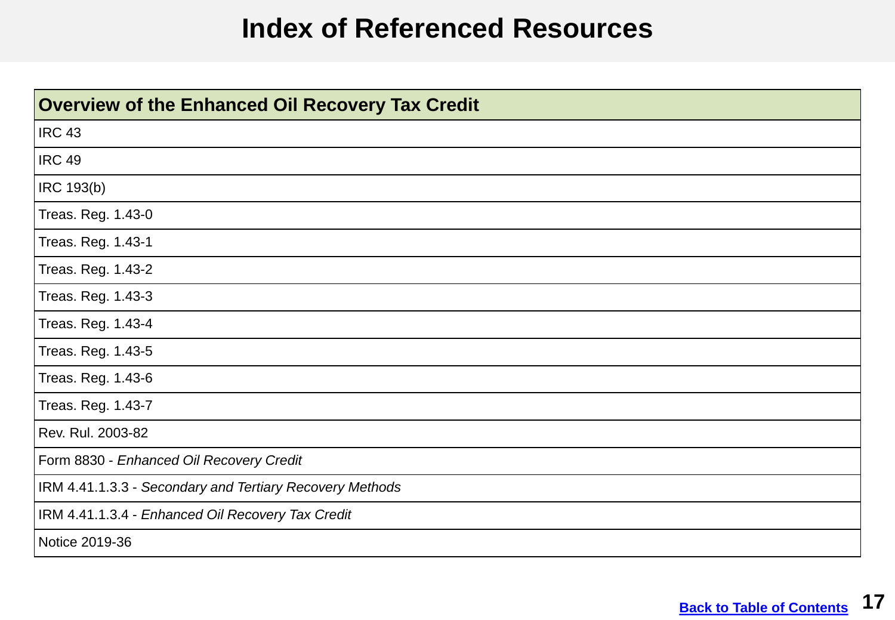# Index of Referenced Resources

| Overview of the Enhanced Oil Recovery Tax Credit |
| --- |
| IRC 43 |
| IRC 49 |
| IRC 193(b) |
| Treas. Reg. 1.43-0 |
| Treas. Reg. 1.43-1 |
| Treas. Reg. 1.43-2 |
| Treas. Reg. 1.43-3 |
| Treas. Reg. 1.43-4 |
| Treas. Reg. 1.43-5 |
| Treas. Reg. 1.43-6 |
| Treas. Reg. 1.43-7 |
| Rev. Rul. 2003-82 |
| Form 8830 - *Enhanced Oil Recovery Credit* |
| IRM 4.41.1.3.3 - *Secondary and Tertiary Recovery Methods* |
| IRM 4.41.1.3.4 - *Enhanced Oil Recovery Tax Credit* |
| Notice 2019-36 |

Back to Table of Contents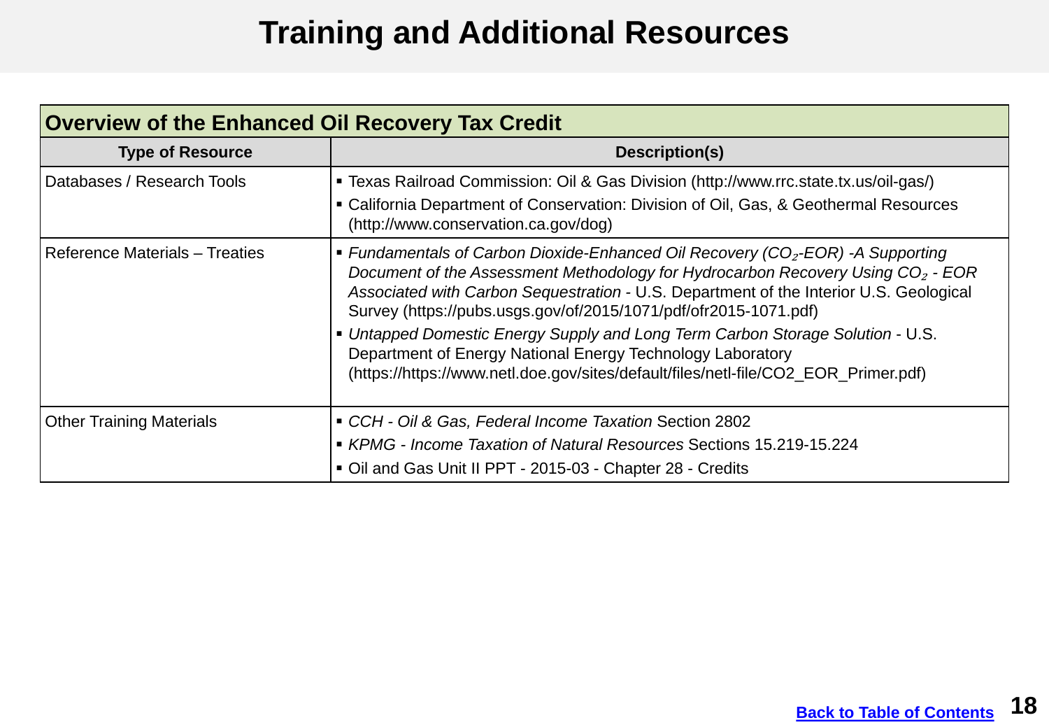# Training and Additional Resources

| Overview of the Enhanced Oil Recovery Tax Credit | |
|---|---|
| **Type of Resource** | **Description(s)** |
| Databases / Research Tools | ▪ Texas Railroad Commission: Oil & Gas Division (http://www.rrc.state.tx.us/oil-gas/)<br>▪ California Department of Conservation: Division of Oil, Gas, & Geothermal Resources (http://www.conservation.ca.gov/dog) |
| Reference Materials – Treaties | ▪ *Fundamentals of Carbon Dioxide-Enhanced Oil Recovery ($CO_2$-EOR) -A Supporting Document of the Assessment Methodology for Hydrocarbon Recovery Using $CO_2$ - EOR Associated with Carbon Sequestration* - U.S. Department of the Interior U.S. Geological Survey (https://pubs.usgs.gov/of/2015/1071/pdf/ofr2015-1071.pdf)<br>▪ *Untapped Domestic Energy Supply and Long Term Carbon Storage Solution* - U.S. Department of Energy National Energy Technology Laboratory (https://https://www.netl.doe.gov/sites/default/files/netl-file/CO2_EOR_Primer.pdf) |
| Other Training Materials | ▪ *CCH - Oil & Gas, Federal Income Taxation* Section 2802<br>▪ *KPMG - Income Taxation of Natural Resources* Sections 15.219-15.224<br>▪ Oil and Gas Unit II PPT - 2015-03 - Chapter 28 - Credits |

Back to Table of Contents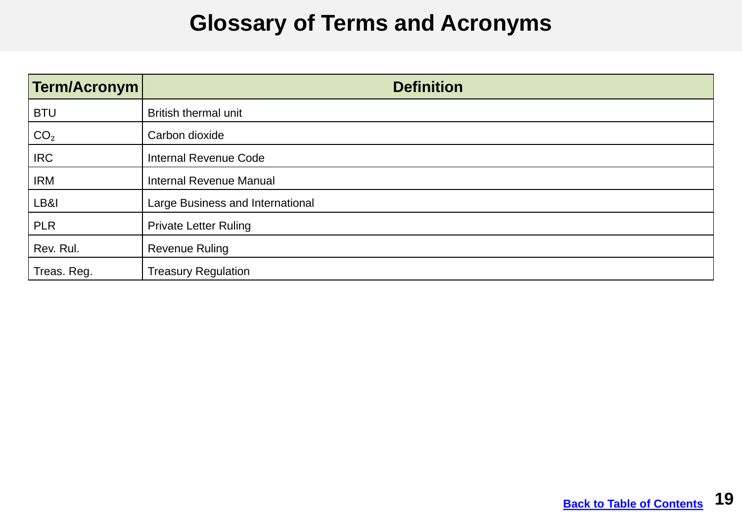# Glossary of Terms and Acronyms

| Term/Acronym | Definition |
|---|---|
| BTU | British thermal unit |
| $CO_2$ | Carbon dioxide |
| IRC | Internal Revenue Code |
| IRM | Internal Revenue Manual |
| LB&I | Large Business and International |
| PLR | Private Letter Ruling |
| Rev. Rul. | Revenue Ruling |
| Treas. Reg. | Treasury Regulation |

Back to Table of Contents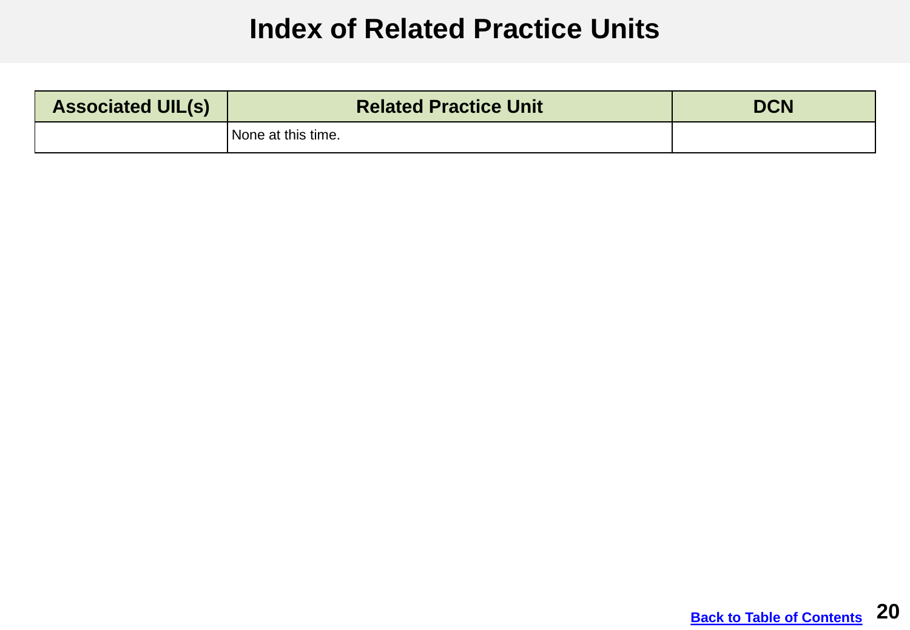# Index of Related Practice Units

| Associated UIL(s) | Related Practice Unit | DCN |
|---|---|---|
| | None at this time. | |

[Back to Table of Contents](#)